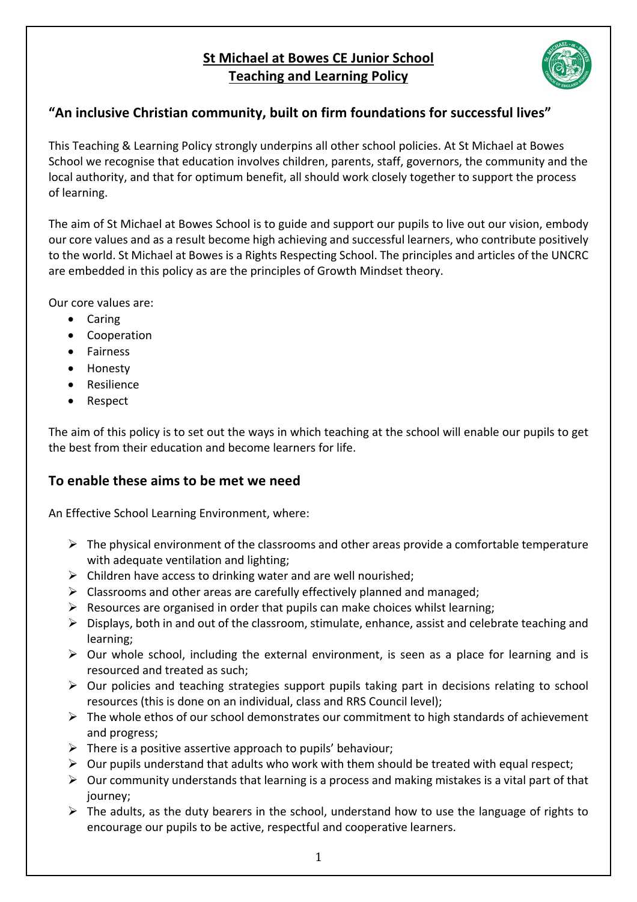# St Michael at Bowes CE Junior School
# Teaching and Learning Policy

## "An inclusive Christian community, built on firm foundations for successful lives"

This Teaching & Learning Policy strongly underpins all other school policies. At St Michael at Bowes School we recognise that education involves children, parents, staff, governors, the community and the local authority, and that for optimum benefit, all should work closely together to support the process of learning.

The aim of St Michael at Bowes School is to guide and support our pupils to live out our vision, embody our core values and as a result become high achieving and successful learners, who contribute positively to the world. St Michael at Bowes is a Rights Respecting School. The principles and articles of the UNCRC are embedded in this policy as are the principles of Growth Mindset theory.

Our core values are:

- Caring
- Cooperation
- Fairness
- Honesty
- Resilience
- Respect

The aim of this policy is to set out the ways in which teaching at the school will enable our pupils to get the best from their education and become learners for life.

## To enable these aims to be met we need

An Effective School Learning Environment, where:

- The physical environment of the classrooms and other areas provide a comfortable temperature with adequate ventilation and lighting;
- Children have access to drinking water and are well nourished;
- Classrooms and other areas are carefully effectively planned and managed;
- Resources are organised in order that pupils can make choices whilst learning;
- Displays, both in and out of the classroom, stimulate, enhance, assist and celebrate teaching and learning;
- Our whole school, including the external environment, is seen as a place for learning and is resourced and treated as such;
- Our policies and teaching strategies support pupils taking part in decisions relating to school resources (this is done on an individual, class and RRS Council level);
- The whole ethos of our school demonstrates our commitment to high standards of achievement and progress;
- There is a positive assertive approach to pupils' behaviour;
- Our pupils understand that adults who work with them should be treated with equal respect;
- Our community understands that learning is a process and making mistakes is a vital part of that journey;
- The adults, as the duty bearers in the school, understand how to use the language of rights to encourage our pupils to be active, respectful and cooperative learners.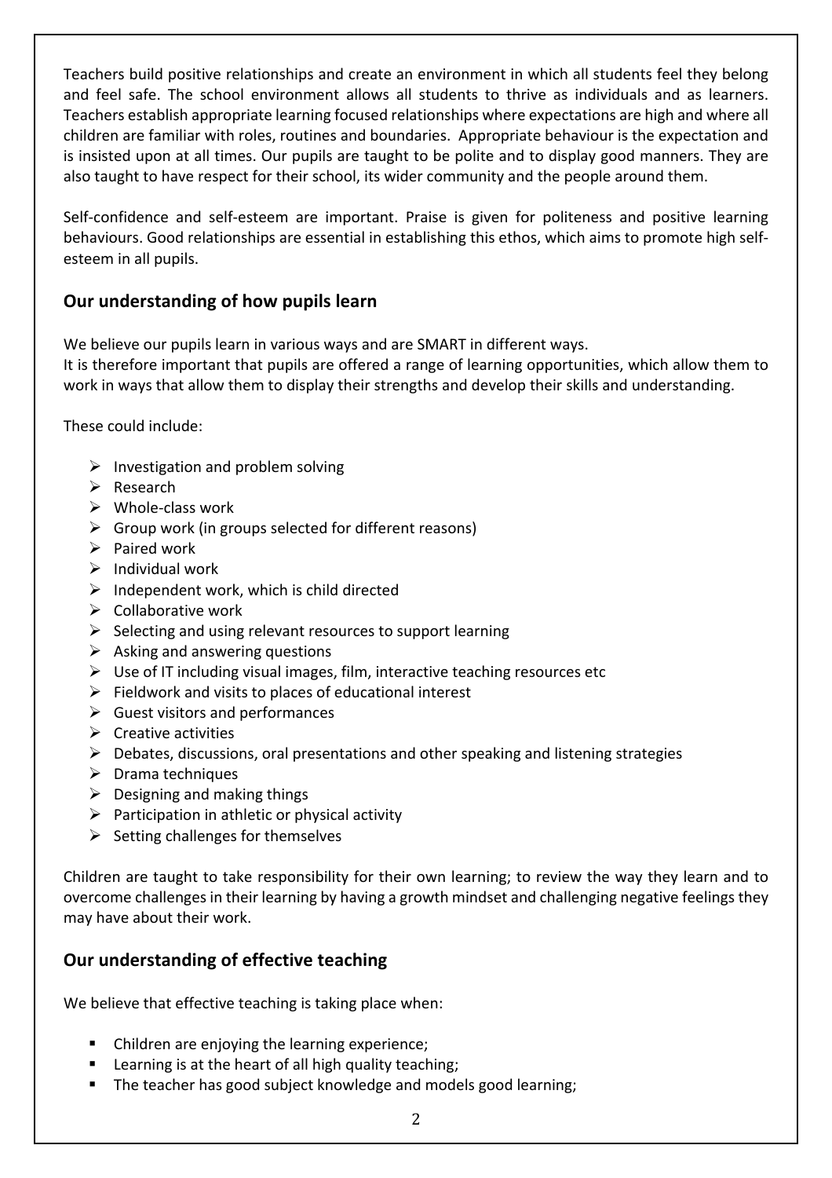Teachers build positive relationships and create an environment in which all students feel they belong and feel safe. The school environment allows all students to thrive as individuals and as learners. Teachers establish appropriate learning focused relationships where expectations are high and where all children are familiar with roles, routines and boundaries. Appropriate behaviour is the expectation and is insisted upon at all times. Our pupils are taught to be polite and to display good manners. They are also taught to have respect for their school, its wider community and the people around them.

Self-confidence and self-esteem are important. Praise is given for politeness and positive learning behaviours. Good relationships are essential in establishing this ethos, which aims to promote high self-esteem in all pupils.

## Our understanding of how pupils learn

We believe our pupils learn in various ways and are SMART in different ways.
It is therefore important that pupils are offered a range of learning opportunities, which allow them to work in ways that allow them to display their strengths and develop their skills and understanding.

These could include:

- Investigation and problem solving
- Research
- Whole-class work
- Group work (in groups selected for different reasons)
- Paired work
- Individual work
- Independent work, which is child directed
- Collaborative work
- Selecting and using relevant resources to support learning
- Asking and answering questions
- Use of IT including visual images, film, interactive teaching resources etc
- Fieldwork and visits to places of educational interest
- Guest visitors and performances
- Creative activities
- Debates, discussions, oral presentations and other speaking and listening strategies
- Drama techniques
- Designing and making things
- Participation in athletic or physical activity
- Setting challenges for themselves

Children are taught to take responsibility for their own learning; to review the way they learn and to overcome challenges in their learning by having a growth mindset and challenging negative feelings they may have about their work.

## Our understanding of effective teaching

We believe that effective teaching is taking place when:

- Children are enjoying the learning experience;
- Learning is at the heart of all high quality teaching;
- The teacher has good subject knowledge and models good learning;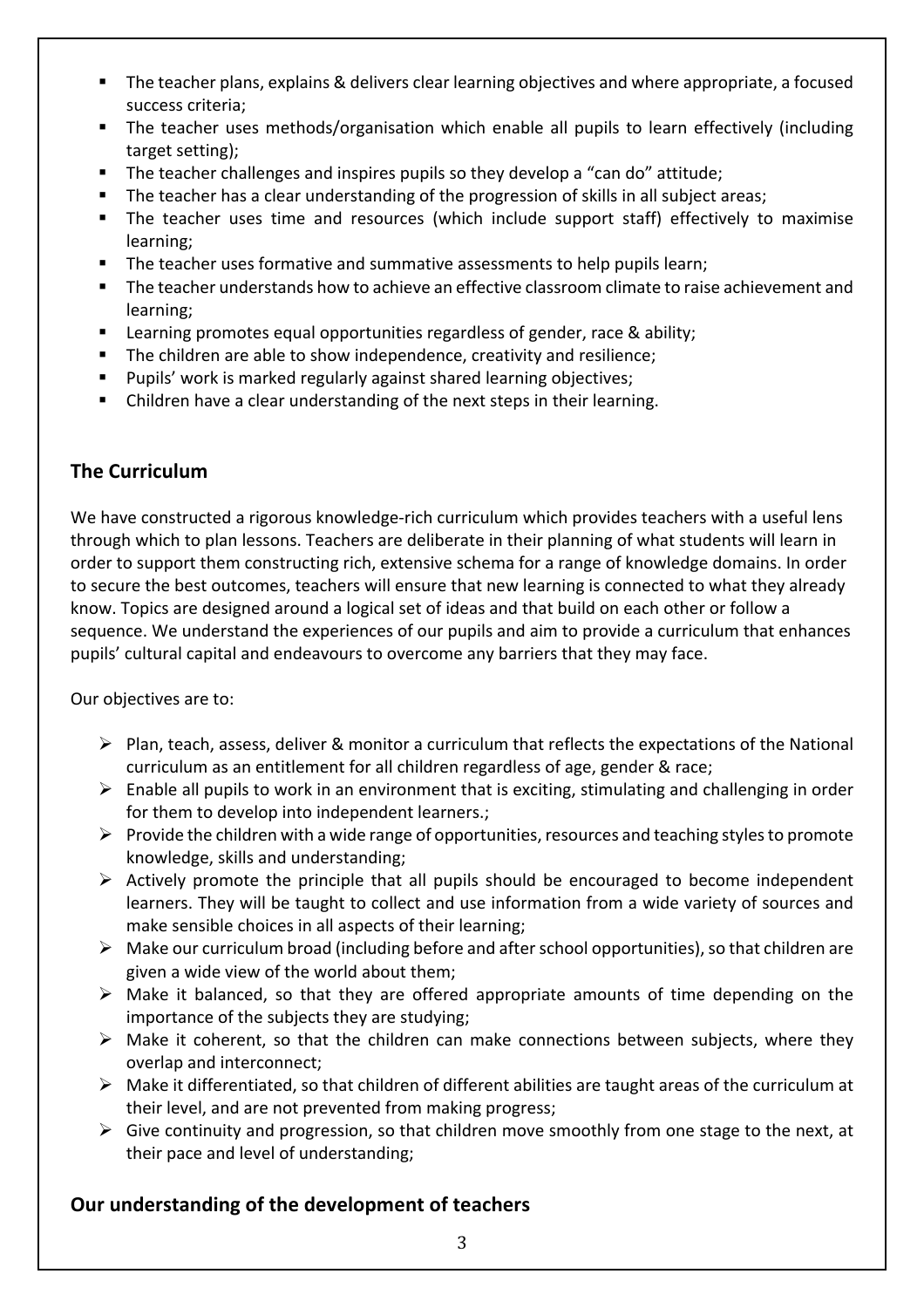- The teacher plans, explains & delivers clear learning objectives and where appropriate, a focused success criteria;
- The teacher uses methods/organisation which enable all pupils to learn effectively (including target setting);
- The teacher challenges and inspires pupils so they develop a "can do" attitude;
- The teacher has a clear understanding of the progression of skills in all subject areas;
- The teacher uses time and resources (which include support staff) effectively to maximise learning;
- The teacher uses formative and summative assessments to help pupils learn;
- The teacher understands how to achieve an effective classroom climate to raise achievement and learning;
- Learning promotes equal opportunities regardless of gender, race & ability;
- The children are able to show independence, creativity and resilience;
- Pupils' work is marked regularly against shared learning objectives;
- Children have a clear understanding of the next steps in their learning.

## The Curriculum

We have constructed a rigorous knowledge-rich curriculum which provides teachers with a useful lens through which to plan lessons. Teachers are deliberate in their planning of what students will learn in order to support them constructing rich, extensive schema for a range of knowledge domains. In order to secure the best outcomes, teachers will ensure that new learning is connected to what they already know. Topics are designed around a logical set of ideas and that build on each other or follow a sequence. We understand the experiences of our pupils and aim to provide a curriculum that enhances pupils' cultural capital and endeavours to overcome any barriers that they may face.

Our objectives are to:

- Plan, teach, assess, deliver & monitor a curriculum that reflects the expectations of the National curriculum as an entitlement for all children regardless of age, gender & race;
- Enable all pupils to work in an environment that is exciting, stimulating and challenging in order for them to develop into independent learners.;
- Provide the children with a wide range of opportunities, resources and teaching styles to promote knowledge, skills and understanding;
- Actively promote the principle that all pupils should be encouraged to become independent learners. They will be taught to collect and use information from a wide variety of sources and make sensible choices in all aspects of their learning;
- Make our curriculum broad (including before and after school opportunities), so that children are given a wide view of the world about them;
- Make it balanced, so that they are offered appropriate amounts of time depending on the importance of the subjects they are studying;
- Make it coherent, so that the children can make connections between subjects, where they overlap and interconnect;
- Make it differentiated, so that children of different abilities are taught areas of the curriculum at their level, and are not prevented from making progress;
- Give continuity and progression, so that children move smoothly from one stage to the next, at their pace and level of understanding;

## Our understanding of the development of teachers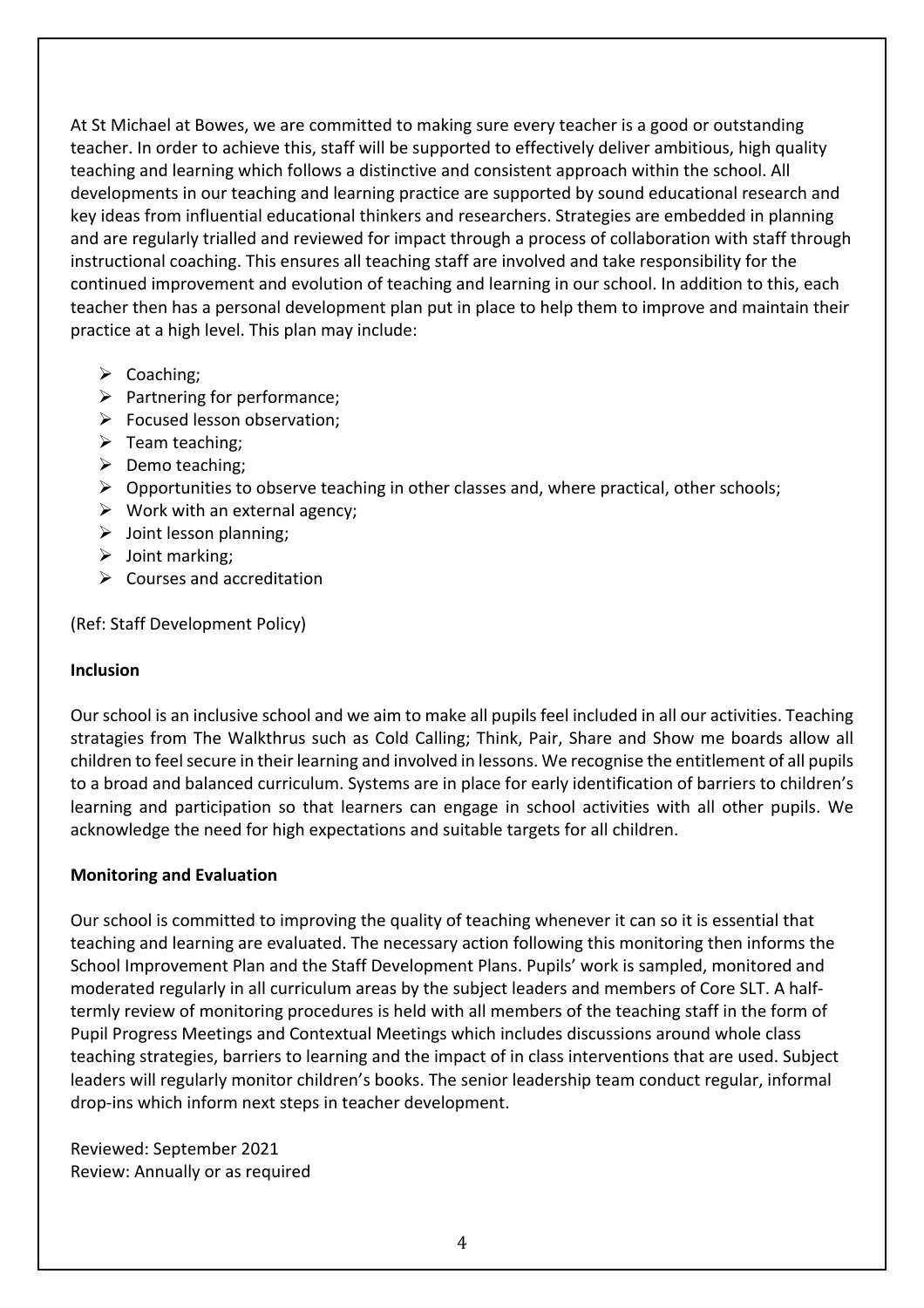At St Michael at Bowes, we are committed to making sure every teacher is a good or outstanding teacher. In order to achieve this, staff will be supported to effectively deliver ambitious, high quality teaching and learning which follows a distinctive and consistent approach within the school. All developments in our teaching and learning practice are supported by sound educational research and key ideas from influential educational thinkers and researchers. Strategies are embedded in planning and are regularly trialled and reviewed for impact through a process of collaboration with staff through instructional coaching. This ensures all teaching staff are involved and take responsibility for the continued improvement and evolution of teaching and learning in our school. In addition to this, each teacher then has a personal development plan put in place to help them to improve and maintain their practice at a high level. This plan may include:

- Coaching;
- Partnering for performance;
- Focused lesson observation;
- Team teaching;
- Demo teaching;
- Opportunities to observe teaching in other classes and, where practical, other schools;
- Work with an external agency;
- Joint lesson planning;
- Joint marking;
- Courses and accreditation

(Ref: Staff Development Policy)

**Inclusion**

Our school is an inclusive school and we aim to make all pupils feel included in all our activities. Teaching stratagies from The Walkthrus such as Cold Calling; Think, Pair, Share and Show me boards allow all children to feel secure in their learning and involved in lessons. We recognise the entitlement of all pupils to a broad and balanced curriculum. Systems are in place for early identification of barriers to children's learning and participation so that learners can engage in school activities with all other pupils. We acknowledge the need for high expectations and suitable targets for all children.

**Monitoring and Evaluation**

Our school is committed to improving the quality of teaching whenever it can so it is essential that teaching and learning are evaluated. The necessary action following this monitoring then informs the School Improvement Plan and the Staff Development Plans. Pupils' work is sampled, monitored and moderated regularly in all curriculum areas by the subject leaders and members of Core SLT. A half-termly review of monitoring procedures is held with all members of the teaching staff in the form of Pupil Progress Meetings and Contextual Meetings which includes discussions around whole class teaching strategies, barriers to learning and the impact of in class interventions that are used. Subject leaders will regularly monitor children's books. The senior leadership team conduct regular, informal drop-ins which inform next steps in teacher development.

Reviewed: September 2021
Review: Annually or as required